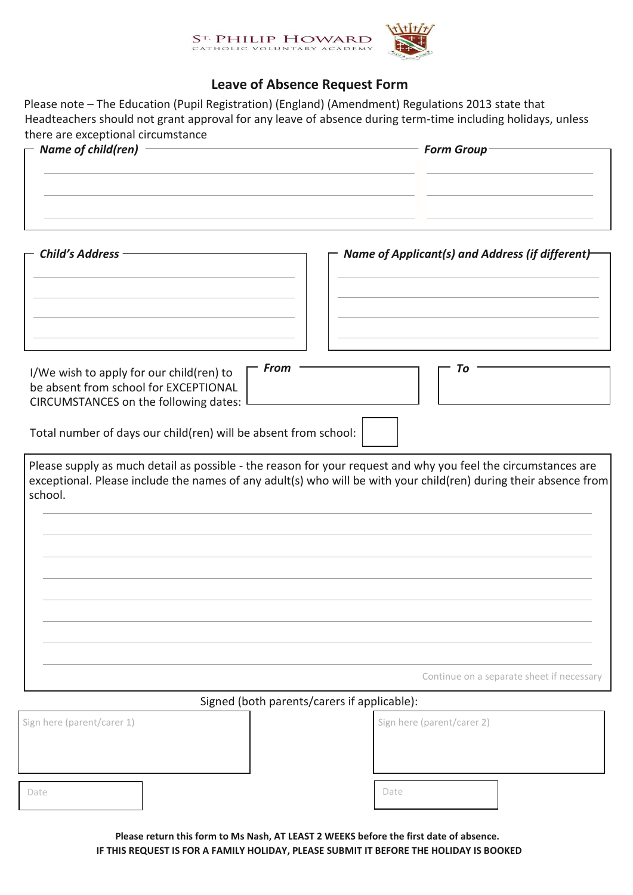ST. PHILIP HOWARD
CATHOLIC VOLUNTARY ACADEMY

# Leave of Absence Request Form

Please note – The Education (Pupil Registration) (England) (Amendment) Regulations 2013 state that Headteachers should not grant approval for any leave of absence during term-time including holidays, unless there are exceptional circumstance

| ***Name of child(ren)*** | ***Form Group*** |
|---|---|
| | |
| | |
| | |

***Child's Address***

***Name of Applicant(s) and Address (if different)***

I/We wish to apply for our child(ren) to be absent from school for EXCEPTIONAL CIRCUMSTANCES on the following dates:

***From***

***To***

Total number of days our child(ren) will be absent from school:

Please supply as much detail as possible - the reason for your request and why you feel the circumstances are exceptional. Please include the names of any adult(s) who will be with your child(ren) during their absence from school.

Continue on a separate sheet if necessary

Signed (both parents/carers if applicable):

| Sign here (parent/carer 1) | Sign here (parent/carer 2) |
|---|---|
| Date | Date |

**Please return this form to Ms Nash, AT LEAST 2 WEEKS before the first date of absence.**
**IF THIS REQUEST IS FOR A FAMILY HOLIDAY, PLEASE SUBMIT IT BEFORE THE HOLIDAY IS BOOKED**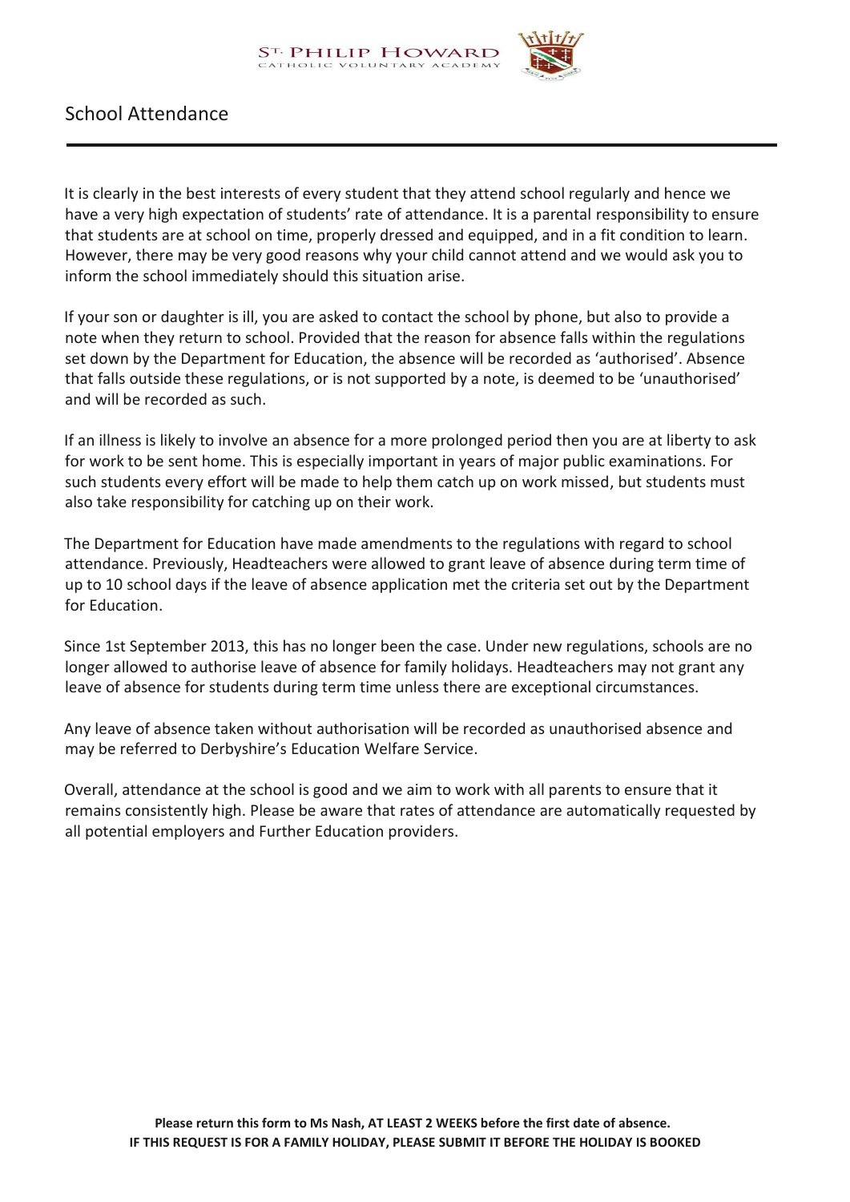St. Philip Howard Catholic Voluntary Academy

# School Attendance

It is clearly in the best interests of every student that they attend school regularly and hence we have a very high expectation of students' rate of attendance. It is a parental responsibility to ensure that students are at school on time, properly dressed and equipped, and in a fit condition to learn. However, there may be very good reasons why your child cannot attend and we would ask you to inform the school immediately should this situation arise.

If your son or daughter is ill, you are asked to contact the school by phone, but also to provide a note when they return to school. Provided that the reason for absence falls within the regulations set down by the Department for Education, the absence will be recorded as 'authorised'. Absence that falls outside these regulations, or is not supported by a note, is deemed to be 'unauthorised' and will be recorded as such.

If an illness is likely to involve an absence for a more prolonged period then you are at liberty to ask for work to be sent home. This is especially important in years of major public examinations. For such students every effort will be made to help them catch up on work missed, but students must also take responsibility for catching up on their work.

The Department for Education have made amendments to the regulations with regard to school attendance. Previously, Headteachers were allowed to grant leave of absence during term time of up to 10 school days if the leave of absence application met the criteria set out by the Department for Education.

Since 1st September 2013, this has no longer been the case. Under new regulations, schools are no longer allowed to authorise leave of absence for family holidays. Headteachers may not grant any leave of absence for students during term time unless there are exceptional circumstances.

Any leave of absence taken without authorisation will be recorded as unauthorised absence and may be referred to Derbyshire's Education Welfare Service.

Overall, attendance at the school is good and we aim to work with all parents to ensure that it remains consistently high. Please be aware that rates of attendance are automatically requested by all potential employers and Further Education providers.

**Please return this form to Ms Nash, AT LEAST 2 WEEKS before the first date of absence.**
**IF THIS REQUEST IS FOR A FAMILY HOLIDAY, PLEASE SUBMIT IT BEFORE THE HOLIDAY IS BOOKED**